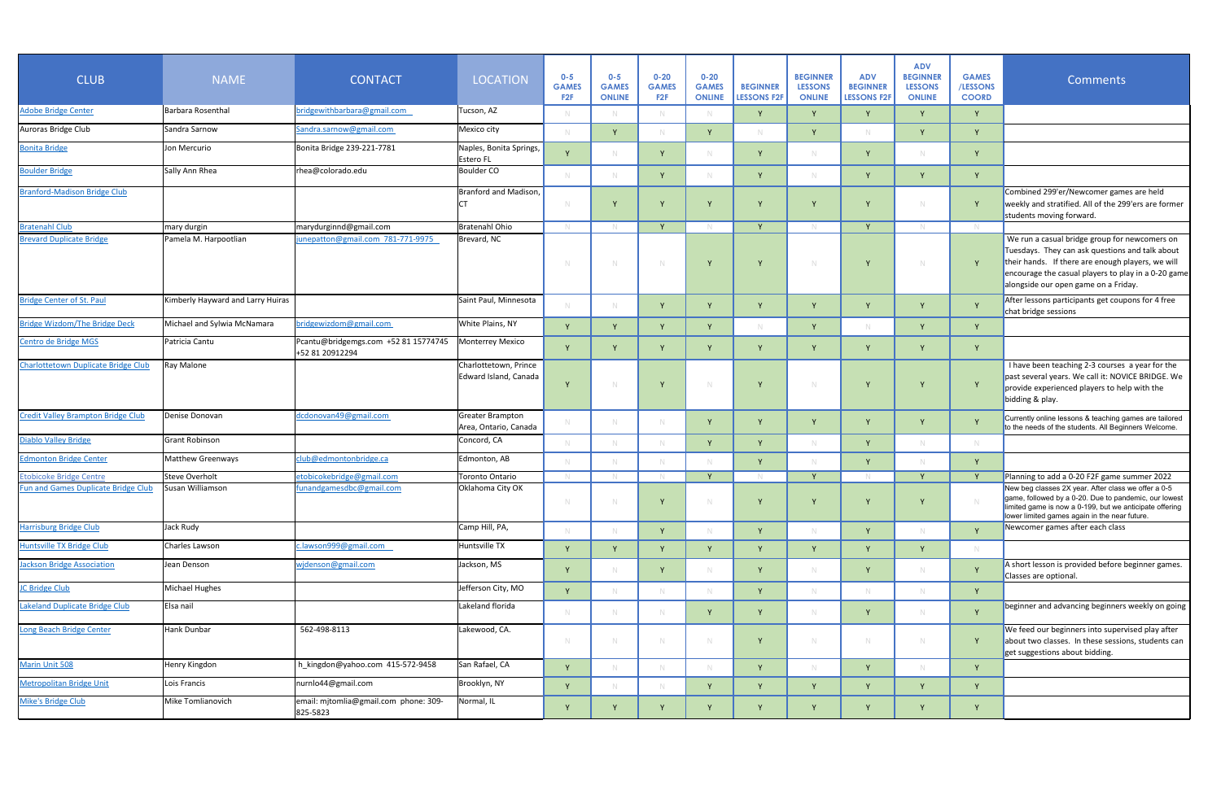| CLUB | NAME | CONTACT | LOCATION | 0-5 GAMES F2F | 0-5 GAMES ONLINE | 0-20 GAMES F2F | 0-20 GAMES ONLINE | BEGINNER LESSONS F2F | BEGINNER LESSONS ONLINE | ADV BEGINNER LESSONS F2F | ADV BEGINNER LESSONS ONLINE | GAMES /LESSONS COORD | Comments |
|---|---|---|---|---|---|---|---|---|---|---|---|---|---|
| Adobe Bridge Center | Barbara Rosenthal | bridgewithbarbara@gmail.com | Tucson, AZ | N | N | N | N | Y | Y | Y | Y | Y | |
| Auroras Bridge Club | Sandra Sarnow | Sandra.sarnow@gmail.com | Mexico city | N | Y | N | Y | N | Y | N | Y | Y | |
| Bonita Bridge | Jon Mercurio | Bonita Bridge 239-221-7781 | Naples, Bonita Springs, Estero FL | Y | N | Y | N | Y | N | Y | N | Y | |
| Boulder Bridge | Sally Ann Rhea | rhea@colorado.edu | Boulder CO | N | N | Y | N | Y | N | Y | Y | Y | |
| Branford-Madison Bridge Club | | | Branford and Madison, CT | N | Y | Y | Y | Y | Y | Y | N | Y | Combined 299'er/Newcomer games are held weekly and stratified. All of the 299'ers are former students moving forward. |
| Bratenahl Club | mary durgin | marydurginnd@gmail.com | Bratenahl Ohio | N | N | Y | N | Y | N | Y | N | N | |
| Brevard Duplicate Bridge | Pamela M. Harpootlian | junepatton@gmail.com 781-771-9975 | Brevard, NC | N | N | N | Y | Y | N | Y | N | Y | We run a casual bridge group for newcomers on Tuesdays. They can ask questions and talk about their hands. If there are enough players, we will encourage the casual players to play in a 0-20 game alongside our open game on a Friday. |
| Bridge Center of St. Paul | Kimberly Hayward and Larry Huiras | | Saint Paul, Minnesota | N | N | Y | Y | Y | Y | Y | Y | Y | After lessons participants get coupons for 4 free chat bridge sessions |
| Bridge Wizdom/The Bridge Deck | Michael and Sylwia McNamara | bridgewizdom@gmail.com | White Plains, NY | Y | Y | Y | Y | N | Y | N | Y | Y | |
| Centro de Bridge MGS | Patricia Cantu | Pcantu@bridgemgs.com +52 81 15774745 +52 81 20912294 | Monterrey Mexico | Y | Y | Y | Y | Y | Y | Y | Y | Y | |
| Charlottetown Duplicate Bridge Club | Ray Malone | | Charlottetown, Prince Edward Island, Canada | Y | N | Y | N | Y | N | Y | Y | Y | I have been teaching 2-3 courses a year for the past several years. We call it: NOVICE BRIDGE. We provide experienced players to help with the bidding & play. |
| Credit Valley Brampton Bridge Club | Denise Donovan | dcdonovan49@gmail.com | Greater Brampton Area, Ontario, Canada | N | N | N | Y | Y | Y | Y | Y | Y | Currently online lessons & teaching games are tailored to the needs of the students. All Beginners Welcome. |
| Diablo Valley Bridge | Grant Robinson | | Concord, CA | N | N | N | Y | Y | N | Y | N | N | |
| Edmonton Bridge Center | Matthew Greenways | club@edmontonbridge.ca | Edmonton, AB | N | N | N | N | Y | N | Y | N | Y | |
| Etobicoke Bridge Centre | Steve Overholt | etobicokebridge@gmail.com | Toronto Ontario | N | N | N | Y | N | Y | N | Y | Y | Planning to add a 0-20 F2F game summer 2022 |
| Fun and Games Duplicate Bridge Club | Susan Williamson | funandgamesdbc@gmail.com | Oklahoma City OK | N | N | Y | N | Y | Y | Y | Y | N | New beg classes 2X year. After class we offer a 0-5 game, followed by a 0-20. Due to pandemic, our lowest limited game is now a 0-199, but we anticipate offering lower limited games again in the near future. |
| Harrisburg Bridge Club | Jack Rudy | | Camp Hill, PA, | N | N | Y | N | Y | N | Y | N | Y | Newcomer games after each class |
| Huntsville TX Bridge Club | Charles Lawson | c.lawson999@gmail.com | Huntsville TX | Y | Y | Y | Y | Y | Y | Y | Y | N | |
| Jackson Bridge Association | Jean Denson | wjdenson@gmail.com | Jackson, MS | Y | N | Y | N | Y | N | Y | N | Y | A short lesson is provided before beginner games. Classes are optional. |
| JC Bridge Club | Michael Hughes | | Jefferson City, MO | Y | N | N | N | Y | N | N | N | Y | |
| Lakeland Duplicate Bridge Club | Elsa nail | | Lakeland florida | N | N | N | Y | Y | N | Y | N | Y | beginner and advancing beginners weekly on going |
| Long Beach Bridge Center | Hank Dunbar | 562-498-8113 | Lakewood, CA. | N | N | N | N | Y | N | N | N | Y | We feed our beginners into supervised play after about two classes. In these sessions, students can get suggestions about bidding. |
| Marin Unit 508 | Henry Kingdon | h_kingdon@yahoo.com 415-572-9458 | San Rafael, CA | Y | N | N | N | Y | N | Y | N | Y | |
| Metropolitan Bridge Unit | Lois Francis | nurnlo44@gmail.com | Brooklyn, NY | Y | N | N | Y | Y | Y | Y | Y | Y | |
| Mike's Bridge Club | Mike Tomlianovich | email: mjtomlia@gmail.com phone: 309-825-5823 | Normal, IL | Y | Y | Y | Y | Y | Y | Y | Y | Y | |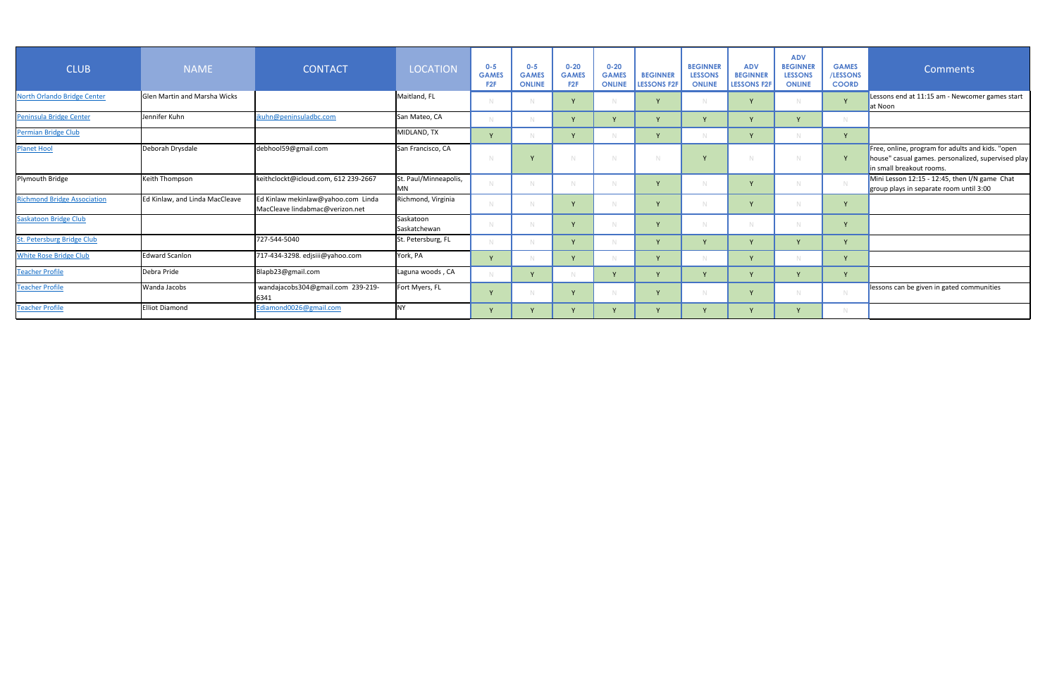| CLUB | NAME | CONTACT | LOCATION | 0-5 GAMES F2F | 0-5 GAMES ONLINE | 0-20 GAMES F2F | 0-20 GAMES ONLINE | BEGINNER LESSONS F2F | BEGINNER LESSONS ONLINE | ADV BEGINNER LESSONS F2F | ADV BEGINNER LESSONS ONLINE | GAMES /LESSONS COORD | Comments |
|---|---|---|---|---|---|---|---|---|---|---|---|---|---|
| North Orlando Bridge Center | Glen Martin and Marsha Wicks | | Maitland, FL | N | N | Y | N | Y | N | Y | N | Y | Lessons end at 11:15 am - Newcomer games start at Noon |
| Peninsula Bridge Center | Jennifer Kuhn | jkuhn@peninsuladbc.com | San Mateo, CA | N | N | Y | Y | Y | Y | Y | Y | N | |
| Permian Bridge Club | | | MIDLAND, TX | Y | N | Y | N | Y | N | Y | N | Y | |
| Planet Hool | Deborah Drysdale | debhool59@gmail.com | San Francisco, CA | N | Y | N | N | N | Y | N | N | Y | Free, online, program for adults and kids. "open house" casual games. personalized, supervised play in small breakout rooms. |
| Plymouth Bridge | Keith Thompson | keithclockt@icloud.com, 612 239-2667 | St. Paul/Minneapolis, MN | N | N | N | N | Y | N | Y | N | N | Mini Lesson 12:15 - 12:45, then I/N game Chat group plays in separate room until 3:00 |
| Richmond Bridge Association | Ed Kinlaw, and Linda MacCleave | Ed Kinlaw mekinlaw@yahoo.com Linda MacCleave lindabmac@verizon.net | Richmond, Virginia | N | N | Y | N | Y | N | Y | N | Y | |
| Saskatoon Bridge Club | | | Saskatoon Saskatchewan | N | N | Y | N | Y | N | N | N | Y | |
| St. Petersburg Bridge Club | | 727-544-5040 | St. Petersburg, FL | N | N | Y | N | Y | Y | Y | Y | Y | |
| White Rose Bridge Club | Edward Scanlon | 717-434-3298. edjsiii@yahoo.com | York, PA | Y | N | Y | N | Y | N | Y | N | Y | |
| Teacher Profile | Debra Pride | Blapb23@gmail.com | Laguna woods , CA | N | Y | N | Y | Y | Y | Y | Y | Y | |
| Teacher Profile | Wanda Jacobs | wandajacobs304@gmail.com 239-219-6341 | Fort Myers, FL | Y | N | Y | N | Y | N | Y | N | N | lessons can be given in gated communities |
| Teacher Profile | Elliot Diamond | Ediamond0026@gmail.com | NY | Y | Y | Y | Y | Y | Y | Y | Y | N | |